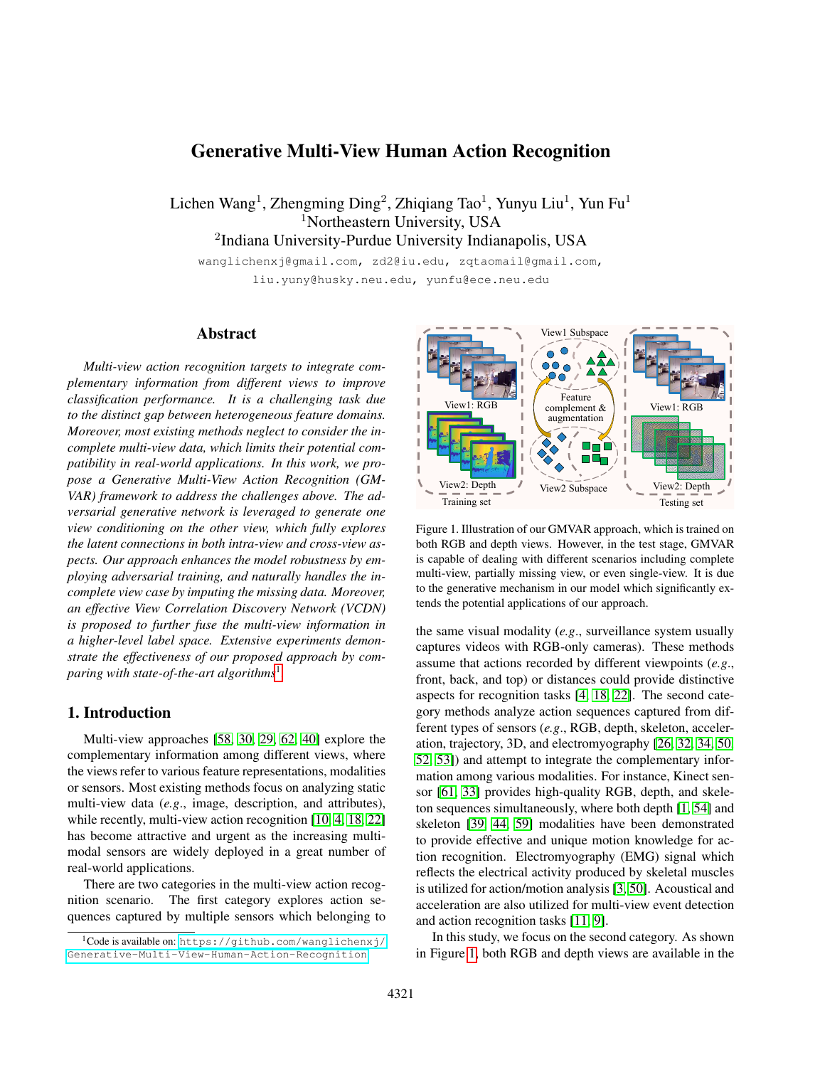# Generative Multi-View Human Action Recognition

Lichen Wang[1], Zhengming Ding[2], Zhiqiang Tao[1], Yunyu Liu[1], Yun Fu[1]

[1]Northeastern University, USA

[2]Indiana University-Purdue University Indianapolis, USA

wanglichenxj@gmail.com, zd2@iu.edu, zqtaomail@gmail.com, liu.yuny@husky.neu.edu, yunfu@ece.neu.edu

## Abstract

*Multi-view action recognition targets to integrate complementary information from different views to improve classification performance. It is a challenging task due to the distinct gap between heterogeneous feature domains. Moreover, most existing methods neglect to consider the incomplete multi-view data, which limits their potential compatibility in real-world applications. In this work, we propose a Generative Multi-View Action Recognition (GMVAR) framework to address the challenges above. The adversarial generative network is leveraged to generate one view conditioning on the other view, which fully explores the latent connections in both intra-view and cross-view aspects. Our approach enhances the model robustness by employing adversarial training, and naturally handles the incomplete view case by imputing the missing data. Moreover, an effective View Correlation Discovery Network (VCDN) is proposed to further fuse the multi-view information in a higher-level label space. Extensive experiments demonstrate the effectiveness of our proposed approach by comparing with state-of-the-art algorithms*[1].

## 1. Introduction

Multi-view approaches [58, 30, 29, 62, 40] explore the complementary information among different views, where the views refer to various feature representations, modalities or sensors. Most existing methods focus on analyzing static multi-view data (*e.g.*, image, description, and attributes), while recently, multi-view action recognition [10, 4, 18, 22] has become attractive and urgent as the increasing multi-modal sensors are widely deployed in a great number of real-world applications.

There are two categories in the multi-view action recognition scenario. The first category explores action sequences captured by multiple sensors which belonging to the same visual modality (*e.g.*, surveillance system usually captures videos with RGB-only cameras). These methods assume that actions recorded by different viewpoints (*e.g.*, front, back, and top) or distances could provide distinctive aspects for recognition tasks [4, 18, 22]. The second category methods analyze action sequences captured from different types of sensors (*e.g.*, RGB, depth, skeleton, acceleration, trajectory, 3D, and electromyography [26, 32, 34, 50, 52, 53]) and attempt to integrate the complementary information among various modalities. For instance, Kinect sensor [61, 33] provides high-quality RGB, depth, and skeleton sequences simultaneously, where both depth [1, 54] and skeleton [39, 44, 59] modalities have been demonstrated to provide effective and unique motion knowledge for action recognition. Electromyography (EMG) signal which reflects the electrical activity produced by skeletal muscles is utilized for action/motion analysis [3, 50]. Acoustical and acceleration are also utilized for multi-view event detection and action recognition tasks [11, 9].

Figure 1. Illustration of our GMVAR approach, which is trained on both RGB and depth views. However, in the test stage, GMVAR is capable of dealing with different scenarios including complete multi-view, partially missing view, or even single-view. It is due to the generative mechanism in our model which significantly extends the potential applications of our approach.

In this study, we focus on the second category. As shown in Figure 1, both RGB and depth views are available in the

[1]Code is available on: https://github.com/wanglichenxj/Generative-Multi-View-Human-Action-Recognition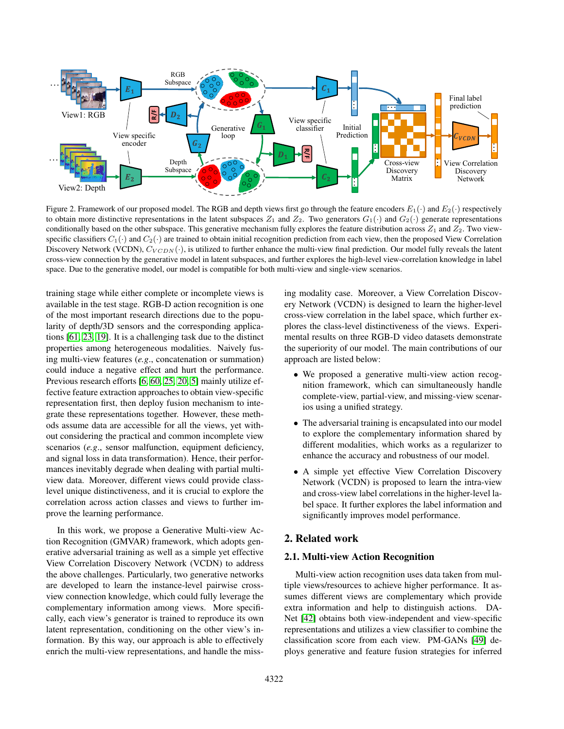Figure 2. Framework of our proposed model. The RGB and depth views first go through the feature encoders $E_1(\cdot)$ and $E_2(\cdot)$ respectively to obtain more distinctive representations in the latent subspaces $Z_1$ and $Z_2$. Two generators $G_1(\cdot)$ and $G_2(\cdot)$ generate representations conditionally based on the other subspace. This generative mechanism fully explores the feature distribution across $Z_1$ and $Z_2$. Two view-specific classifiers $C_1(\cdot)$ and $C_2(\cdot)$ are trained to obtain initial recognition prediction from each view, then the proposed View Correlation Discovery Network (VCDN), $C_{VCDN}(\cdot)$, is utilized to further enhance the multi-view final prediction. Our model fully reveals the latent cross-view connection by the generative model in latent subspaces, and further explores the high-level view-correlation knowledge in label space. Due to the generative model, our model is compatible for both multi-view and single-view scenarios.

training stage while either complete or incomplete views is available in the test stage. RGB-D action recognition is one of the most important research directions due to the popularity of depth/3D sensors and the corresponding applications [61, 23, 19]. It is a challenging task due to the distinct properties among heterogeneous modalities. Naively fusing multi-view features (*e.g.*, concatenation or summation) could induce a negative effect and hurt the performance. Previous research efforts [6, 60, 25, 20, 5] mainly utilize effective feature extraction approaches to obtain view-specific representation first, then deploy fusion mechanism to integrate these representations together. However, these methods assume data are accessible for all the views, yet without considering the practical and common incomplete view scenarios (*e.g.*, sensor malfunction, equipment deficiency, and signal loss in data transformation). Hence, their performances inevitably degrade when dealing with partial multi-view data. Moreover, different views could provide class-level unique distinctiveness, and it is crucial to explore the correlation across action classes and views to further improve the learning performance.

In this work, we propose a Generative Multi-view Action Recognition (GMVAR) framework, which adopts generative adversarial training as well as a simple yet effective View Correlation Discovery Network (VCDN) to address the above challenges. Particularly, two generative networks are developed to learn the instance-level pairwise cross-view connection knowledge, which could fully leverage the complementary information among views. More specifically, each view's generator is trained to reproduce its own latent representation, conditioning on the other view's information. By this way, our approach is able to effectively enrich the multi-view representations, and handle the missing modality case. Moreover, a View Correlation Discovery Network (VCDN) is designed to learn the higher-level cross-view correlation in the label space, which further explores the class-level distinctiveness of the views. Experimental results on three RGB-D video datasets demonstrate the superiority of our model. The main contributions of our approach are listed below:

- We proposed a generative multi-view action recognition framework, which can simultaneously handle complete-view, partial-view, and missing-view scenarios using a unified strategy.
- The adversarial training is encapsulated into our model to explore the complementary information shared by different modalities, which works as a regularizer to enhance the accuracy and robustness of our model.
- A simple yet effective View Correlation Discovery Network (VCDN) is proposed to learn the intra-view and cross-view label correlations in the higher-level label space. It further explores the label information and significantly improves model performance.

## 2. Related work

### 2.1. Multi-view Action Recognition

Multi-view action recognition uses data taken from multiple views/resources to achieve higher performance. It assumes different views are complementary which provide extra information and help to distinguish actions. DA-Net [42] obtains both view-independent and view-specific representations and utilizes a view classifier to combine the classification score from each view. PM-GANs [49] deploys generative and feature fusion strategies for inferred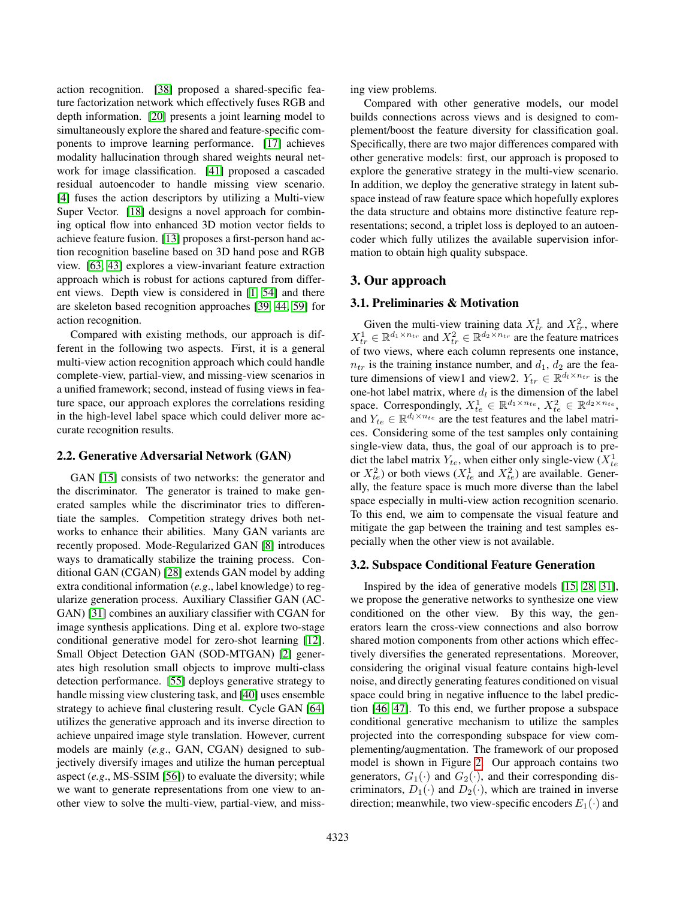action recognition. [38] proposed a shared-specific feature factorization network which effectively fuses RGB and depth information. [20] presents a joint learning model to simultaneously explore the shared and feature-specific components to improve learning performance. [17] achieves modality hallucination through shared weights neural network for image classification. [41] proposed a cascaded residual autoencoder to handle missing view scenario. [4] fuses the action descriptors by utilizing a Multi-view Super Vector. [18] designs a novel approach for combining optical flow into enhanced 3D motion vector fields to achieve feature fusion. [13] proposes a first-person hand action recognition baseline based on 3D hand pose and RGB view. [63, 43] explores a view-invariant feature extraction approach which is robust for actions captured from different views. Depth view is considered in [1, 54] and there are skeleton based recognition approaches [39, 44, 59] for action recognition.

Compared with existing methods, our approach is different in the following two aspects. First, it is a general multi-view action recognition approach which could handle complete-view, partial-view, and missing-view scenarios in a unified framework; second, instead of fusing views in feature space, our approach explores the correlations residing in the high-level label space which could deliver more accurate recognition results.

### 2.2. Generative Adversarial Network (GAN)

GAN [15] consists of two networks: the generator and the discriminator. The generator is trained to make generated samples while the discriminator tries to differentiate the samples. Competition strategy drives both networks to enhance their abilities. Many GAN variants are recently proposed. Mode-Regularized GAN [8] introduces ways to dramatically stabilize the training process. Conditional GAN (CGAN) [28] extends GAN model by adding extra conditional information (*e.g*., label knowledge) to regularize generation process. Auxiliary Classifier GAN (AC-GAN) [31] combines an auxiliary classifier with CGAN for image synthesis applications. Ding et al. explore two-stage conditional generative model for zero-shot learning [12]. Small Object Detection GAN (SOD-MTGAN) [2] generates high resolution small objects to improve multi-class detection performance. [55] deploys generative strategy to handle missing view clustering task, and [40] uses ensemble strategy to achieve final clustering result. Cycle GAN [64] utilizes the generative approach and its inverse direction to achieve unpaired image style translation. However, current models are mainly (*e.g*., GAN, CGAN) designed to subjectively diversify images and utilize the human perceptual aspect (*e.g*., MS-SSIM [56]) to evaluate the diversity; while we want to generate representations from one view to another view to solve the multi-view, partial-view, and missing view problems.

Compared with other generative models, our model builds connections across views and is designed to complement/boost the feature diversity for classification goal. Specifically, there are two major differences compared with other generative models: first, our approach is proposed to explore the generative strategy in the multi-view scenario. In addition, we deploy the generative strategy in latent subspace instead of raw feature space which hopefully explores the data structure and obtains more distinctive feature representations; second, a triplet loss is deployed to an autoencoder which fully utilizes the available supervision information to obtain high quality subspace.

## 3. Our approach

### 3.1. Preliminaries & Motivation

Given the multi-view training data $X_{tr}^1$ and $X_{tr}^2$, where $X_{tr}^1 \in \mathbb{R}^{d_1 \times n_{tr}}$ and $X_{tr}^2 \in \mathbb{R}^{d_2 \times n_{tr}}$ are the feature matrices of two views, where each column represents one instance, $n_{tr}$ is the training instance number, and $d_1$, $d_2$ are the feature dimensions of view1 and view2. $Y_{tr} \in \mathbb{R}^{d_l \times n_{tr}}$ is the one-hot label matrix, where $d_l$ is the dimension of the label space. Correspondingly, $X_{te}^1 \in \mathbb{R}^{d_1 \times n_{te}}$, $X_{te}^2 \in \mathbb{R}^{d_2 \times n_{te}}$, and $Y_{te} \in \mathbb{R}^{d_l \times n_{te}}$ are the test features and the label matrices. Considering some of the test samples only containing single-view data, thus, the goal of our approach is to predict the label matrix $Y_{te}$, when either only single-view ($X_{te}^1$ or $X_{te}^2$) or both views ($X_{te}^1$ and $X_{te}^2$) are available. Generally, the feature space is much more diverse than the label space especially in multi-view action recognition scenario. To this end, we aim to compensate the visual feature and mitigate the gap between the training and test samples especially when the other view is not available.

### 3.2. Subspace Conditional Feature Generation

Inspired by the idea of generative models [15, 28, 31], we propose the generative networks to synthesize one view conditioned on the other view. By this way, the generators learn the cross-view connections and also borrow shared motion components from other actions which effectively diversifies the generated representations. Moreover, considering the original visual feature contains high-level noise, and directly generating features conditioned on visual space could bring in negative influence to the label prediction [46, 47]. To this end, we further propose a subspace conditional generative mechanism to utilize the samples projected into the corresponding subspace for view complementing/augmentation. The framework of our proposed model is shown in Figure 2. Our approach contains two generators, $G_1(\cdot)$ and $G_2(\cdot)$, and their corresponding discriminators, $D_1(\cdot)$ and $D_2(\cdot)$, which are trained in inverse direction; meanwhile, two view-specific encoders $E_1(\cdot)$ and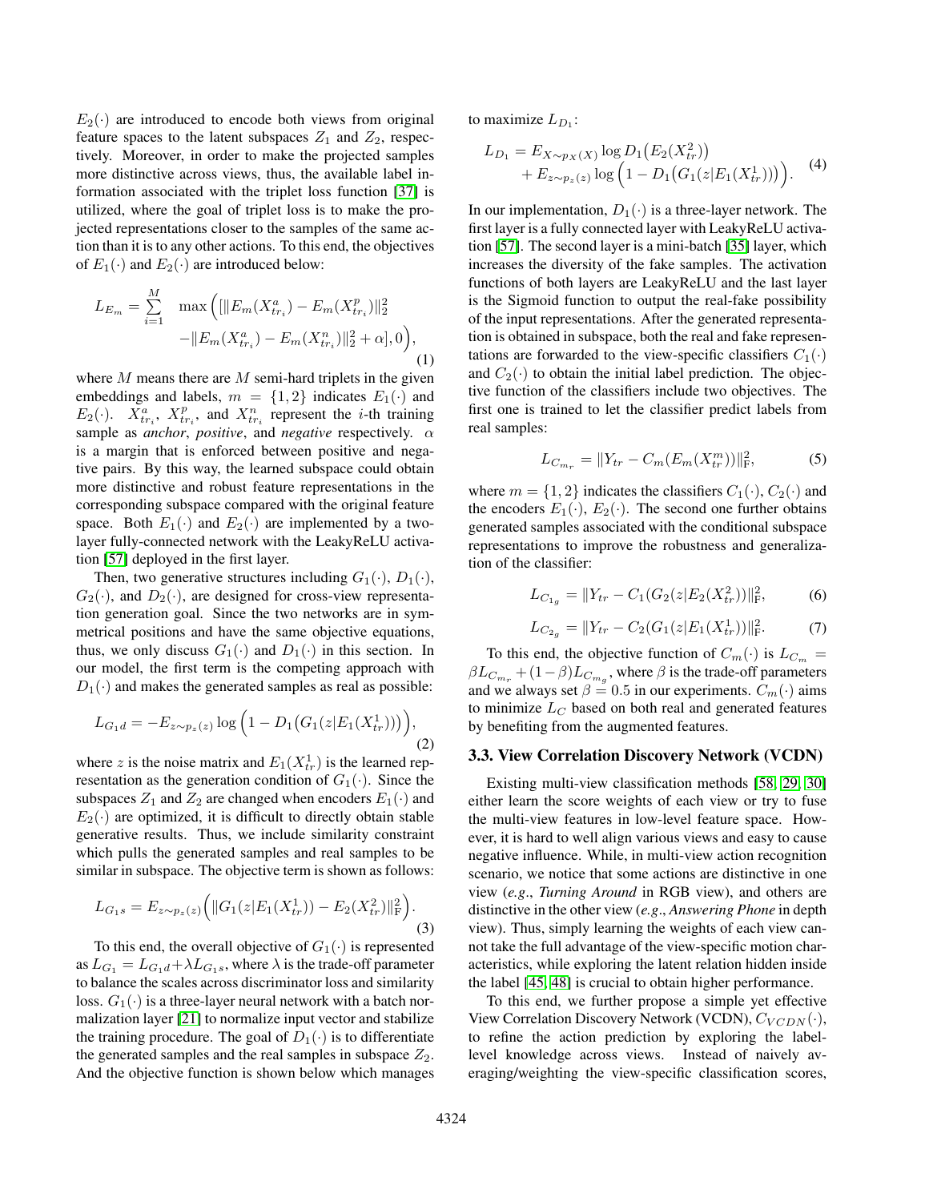$E_2(\cdot)$ are introduced to encode both views from original feature spaces to the latent subspaces $Z_1$ and $Z_2$, respectively. Moreover, in order to make the projected samples more distinctive across views, thus, the available label information associated with the triplet loss function [37] is utilized, where the goal of triplet loss is to make the projected representations closer to the samples of the same action than it is to any other actions. To this end, the objectives of $E_1(\cdot)$ and $E_2(\cdot)$ are introduced below:

$$
\begin{aligned}
L_{E_m} = \sum_{i=1}^{M} \quad & \max\Big([\|E_m(X^a_{tr_i}) - E_m(X^p_{tr_i})\|_2^2 \\
& -\|E_m(X^a_{tr_i}) - E_m(X^n_{tr_i})\|_2^2 + \alpha], 0\Big),
\end{aligned}
\tag{1}
$$

where $M$ means there are $M$ semi-hard triplets in the given embeddings and labels, $m = \{1, 2\}$ indicates $E_1(\cdot)$ and $E_2(\cdot)$. $X^a_{tr_i}$, $X^p_{tr_i}$, and $X^n_{tr_i}$ represent the $i$-th training sample as *anchor*, *positive*, and *negative* respectively. $\alpha$ is a margin that is enforced between positive and negative pairs. By this way, the learned subspace could obtain more distinctive and robust feature representations in the corresponding subspace compared with the original feature space. Both $E_1(\cdot)$ and $E_2(\cdot)$ are implemented by a two-layer fully-connected network with the LeakyReLU activation [57] deployed in the first layer.

Then, two generative structures including $G_1(\cdot)$, $D_1(\cdot)$, $G_2(\cdot)$, and $D_2(\cdot)$, are designed for cross-view representation generation goal. Since the two networks are in symmetrical positions and have the same objective equations, thus, we only discuss $G_1(\cdot)$ and $D_1(\cdot)$ in this section. In our model, the first term is the competing approach with $D_1(\cdot)$ and makes the generated samples as real as possible:

$$
L_{G_1 d} = -E_{z\sim p_z(z)} \log\Big(1 - D_1\big(G_1(z|E_1(X^1_{tr}))\big)\Big),
\tag{2}
$$

where $z$ is the noise matrix and $E_1(X^1_{tr})$ is the learned representation as the generation condition of $G_1(\cdot)$. Since the subspaces $Z_1$ and $Z_2$ are changed when encoders $E_1(\cdot)$ and $E_2(\cdot)$ are optimized, it is difficult to directly obtain stable generative results. Thus, we include similarity constraint which pulls the generated samples and real samples to be similar in subspace. The objective term is shown as follows:

$$
L_{G_1 s} = E_{z\sim p_z(z)}\Big(\|G_1(z|E_1(X^1_{tr})) - E_2(X^2_{tr})\|_{\mathrm{F}}^2\Big).
\tag{3}
$$

To this end, the overall objective of $G_1(\cdot)$ is represented as $L_{G_1} = L_{G_1 d} + \lambda L_{G_1 s}$, where $\lambda$ is the trade-off parameter to balance the scales across discriminator loss and similarity loss. $G_1(\cdot)$ is a three-layer neural network with a batch normalization layer [21] to normalize input vector and stabilize the training procedure. The goal of $D_1(\cdot)$ is to differentiate the generated samples and the real samples in subspace $Z_2$. And the objective function is shown below which manages to maximize $L_{D_1}$:

$$
\begin{aligned}
L_{D_1} = & E_{X\sim p_X(X)} \log D_1\big(E_2(X^2_{tr})\big) \\
& + E_{z\sim p_z(z)} \log\Big(1 - D_1\big(G_1(z|E_1(X^1_{tr}))\big)\Big).
\end{aligned}
\tag{4}
$$

In our implementation, $D_1(\cdot)$ is a three-layer network. The first layer is a fully connected layer with LeakyReLU activation [57]. The second layer is a mini-batch [35] layer, which increases the diversity of the fake samples. The activation functions of both layers are LeakyReLU and the last layer is the Sigmoid function to output the real-fake possibility of the input representations. After the generated representation is obtained in subspace, both the real and fake representations are forwarded to the view-specific classifiers $C_1(\cdot)$ and $C_2(\cdot)$ to obtain the initial label prediction. The objective function of the classifiers include two objectives. The first one is trained to let the classifier predict labels from real samples:

$$
L_{C_{m_r}} = \|Y_{tr} - C_m(E_m(X^m_{tr}))\|_{\mathrm{F}}^2,
\tag{5}
$$

where $m = \{1, 2\}$ indicates the classifiers $C_1(\cdot)$, $C_2(\cdot)$ and the encoders $E_1(\cdot)$, $E_2(\cdot)$. The second one further obtains generated samples associated with the conditional subspace representations to improve the robustness and generalization of the classifier:

$$
L_{C_{1_g}} = \|Y_{tr} - C_1(G_2(z|E_2(X^2_{tr}))\|_{\mathrm{F}}^2,
\tag{6}
$$

$$
L_{C_{2_g}} = \|Y_{tr} - C_2(G_1(z|E_1(X^1_{tr}))\|_{\mathrm{F}}^2.
\tag{7}
$$

To this end, the objective function of $C_m(\cdot)$ is $L_{C_m} = \beta L_{C_{m_r}} + (1-\beta) L_{C_{m_g}}$, where $\beta$ is the trade-off parameters and we always set $\beta = 0.5$ in our experiments. $C_m(\cdot)$ aims to minimize $L_C$ based on both real and generated features by benefiting from the augmented features.

### 3.3. View Correlation Discovery Network (VCDN)

Existing multi-view classification methods [58, 29, 30] either learn the score weights of each view or try to fuse the multi-view features in low-level feature space. However, it is hard to well align various views and easy to cause negative influence. While, in multi-view action recognition scenario, we notice that some actions are distinctive in one view (*e.g*., *Turning Around* in RGB view), and others are distinctive in the other view (*e.g*., *Answering Phone* in depth view). Thus, simply learning the weights of each view cannot take the full advantage of the view-specific motion characteristics, while exploring the latent relation hidden inside the label [45, 48] is crucial to obtain higher performance.

To this end, we further propose a simple yet effective View Correlation Discovery Network (VCDN), $C_{VCDN}(\cdot)$, to refine the action prediction by exploring the label-level knowledge across views. Instead of naively averaging/weighting the view-specific classification scores,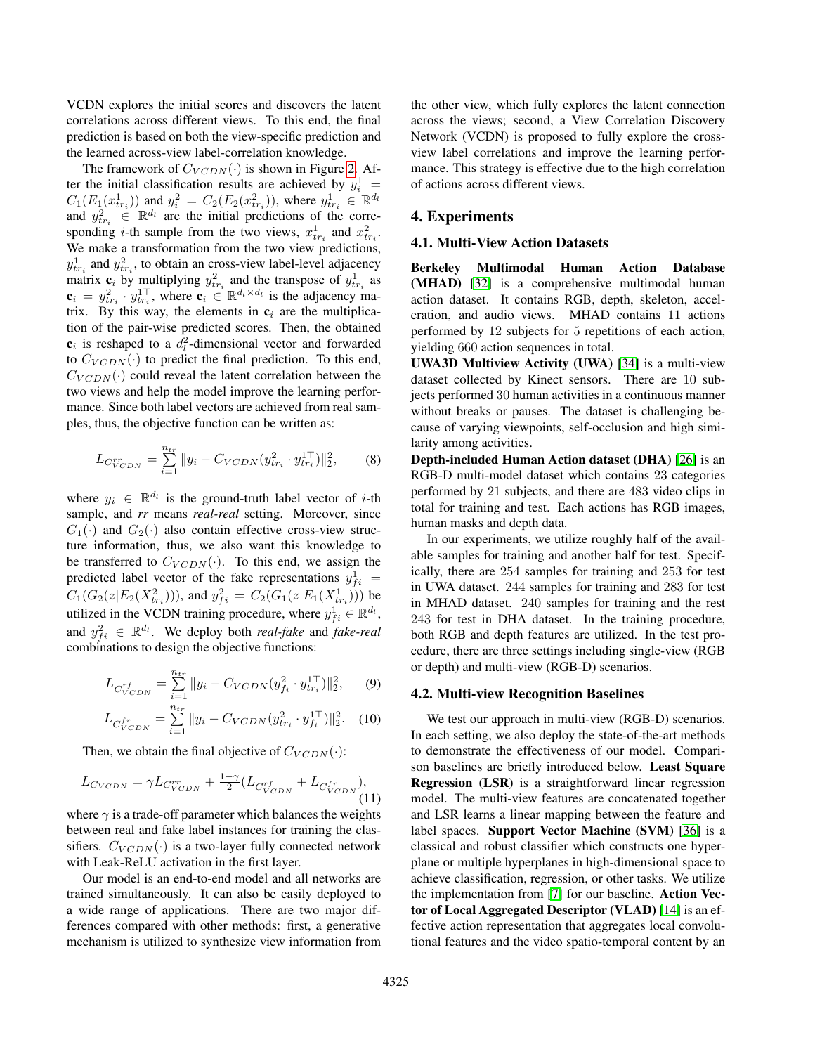VCDN explores the initial scores and discovers the latent correlations across different views. To this end, the final prediction is based on both the view-specific prediction and the learned across-view label-correlation knowledge.

The framework of $C_{VCDN}(\cdot)$ is shown in Figure 2. After the initial classification results are achieved by $y_i^1 = C_1(E_1(x_{tr_i}^1))$ and $y_i^2 = C_2(E_2(x_{tr_i}^2))$, where $y_{tr_i}^1 \in \mathbb{R}^{d_l}$ and $y_{tr_i}^2 \in \mathbb{R}^{d_l}$ are the initial predictions of the corresponding $i$-th sample from the two views, $x_{tr_i}^1$ and $x_{tr_i}^2$. We make a transformation from the two view predictions, $y_{tr_i}^1$ and $y_{tr_i}^2$, to obtain an cross-view label-level adjacency matrix $\mathbf{c}_i$ by multiplying $y_{tr_i}^2$ and the transpose of $y_{tr_i}^1$ as $\mathbf{c}_i = y_{tr_i}^2 \cdot y_{tr_i}^{1\top}$, where $\mathbf{c}_i \in \mathbb{R}^{d_l \times d_l}$ is the adjacency matrix. By this way, the elements in $\mathbf{c}_i$ are the multiplication of the pair-wise predicted scores. Then, the obtained $\mathbf{c}_i$ is reshaped to a $d_l^2$-dimensional vector and forwarded to $C_{VCDN}(\cdot)$ to predict the final prediction. To this end, $C_{VCDN}(\cdot)$ could reveal the latent correlation between the two views and help the model improve the learning performance. Since both label vectors are achieved from real samples, thus, the objective function can be written as:

$$L_{C_{VCDN}^{rr}} = \sum_{i=1}^{n_{tr}} \|y_i - C_{VCDN}(y_{tr_i}^2 \cdot y_{tr_i}^{1\top})\|_2^2, \tag{8}$$

where $y_i \in \mathbb{R}^{d_l}$ is the ground-truth label vector of $i$-th sample, and *rr* means *real-real* setting. Moreover, since $G_1(\cdot)$ and $G_2(\cdot)$ also contain effective cross-view structure information, thus, we also want this knowledge to be transferred to $C_{VCDN}(\cdot)$. To this end, we assign the predicted label vector of the fake representations $y_{fi}^1 = C_1(G_2(z|E_2(X_{tr_i}^2)))$, and $y_{fi}^2 = C_2(G_1(z|E_1(X_{tr_i}^1)))$ be utilized in the VCDN training procedure, where $y_{fi}^1 \in \mathbb{R}^{d_l}$, and $y_{fi}^2 \in \mathbb{R}^{d_l}$. We deploy both *real-fake* and *fake-real* combinations to design the objective functions:

$$L_{C_{VCDN}^{rf}} = \sum_{i=1}^{n_{tr}} \|y_i - C_{VCDN}(y_{f_i}^2 \cdot y_{tr_i}^{1\top})\|_2^2, \tag{9}$$

$$L_{C_{VCDN}^{fr}} = \sum_{i=1}^{n_{tr}} \|y_i - C_{VCDN}(y_{tr_i}^2 \cdot y_{f_i}^{1\top})\|_2^2. \tag{10}$$

Then, we obtain the final objective of $C_{VCDN}(\cdot)$:

$$L_{C_{VCDN}} = \gamma L_{C_{VCDN}^{rr}} + \tfrac{1-\gamma}{2}(L_{C_{VCDN}^{rf}} + L_{C_{VCDN}^{fr}}), \tag{11}$$

where $\gamma$ is a trade-off parameter which balances the weights between real and fake label instances for training the classifiers. $C_{VCDN}(\cdot)$ is a two-layer fully connected network with Leak-ReLU activation in the first layer.

Our model is an end-to-end model and all networks are trained simultaneously. It can also be easily deployed to a wide range of applications. There are two major differences compared with other methods: first, a generative mechanism is utilized to synthesize view information from the other view, which fully explores the latent connection across the views; second, a View Correlation Discovery Network (VCDN) is proposed to fully explore the cross-view label correlations and improve the learning performance. This strategy is effective due to the high correlation of actions across different views.

## 4. Experiments

### 4.1. Multi-View Action Datasets

**Berkeley Multimodal Human Action Database (MHAD)** [32] is a comprehensive multimodal human action dataset. It contains RGB, depth, skeleton, acceleration, and audio views. MHAD contains 11 actions performed by 12 subjects for 5 repetitions of each action, yielding 660 action sequences in total.

**UWA3D Multiview Activity (UWA)** [34] is a multi-view dataset collected by Kinect sensors. There are 10 subjects performed 30 human activities in a continuous manner without breaks or pauses. The dataset is challenging because of varying viewpoints, self-occlusion and high similarity among activities.

**Depth-included Human Action dataset (DHA)** [26] is an RGB-D multi-model dataset which contains 23 categories performed by 21 subjects, and there are 483 video clips in total for training and test. Each actions has RGB images, human masks and depth data.

In our experiments, we utilize roughly half of the available samples for training and another half for test. Specifically, there are 254 samples for training and 253 for test in UWA dataset. 244 samples for training and 283 for test in MHAD dataset. 240 samples for training and the rest 243 for test in DHA dataset. In the training procedure, both RGB and depth features are utilized. In the test procedure, there are three settings including single-view (RGB or depth) and multi-view (RGB-D) scenarios.

### 4.2. Multi-view Recognition Baselines

We test our approach in multi-view (RGB-D) scenarios. In each setting, we also deploy the state-of-the-art methods to demonstrate the effectiveness of our model. Comparison baselines are briefly introduced below. **Least Square Regression (LSR)** is a straightforward linear regression model. The multi-view features are concatenated together and LSR learns a linear mapping between the feature and label spaces. **Support Vector Machine (SVM)** [36] is a classical and robust classifier which constructs one hyperplane or multiple hyperplanes in high-dimensional space to achieve classification, regression, or other tasks. We utilize the implementation from [7] for our baseline. **Action Vector of Local Aggregated Descriptor (VLAD)** [14] is an effective action representation that aggregates local convolutional features and the video spatio-temporal content by an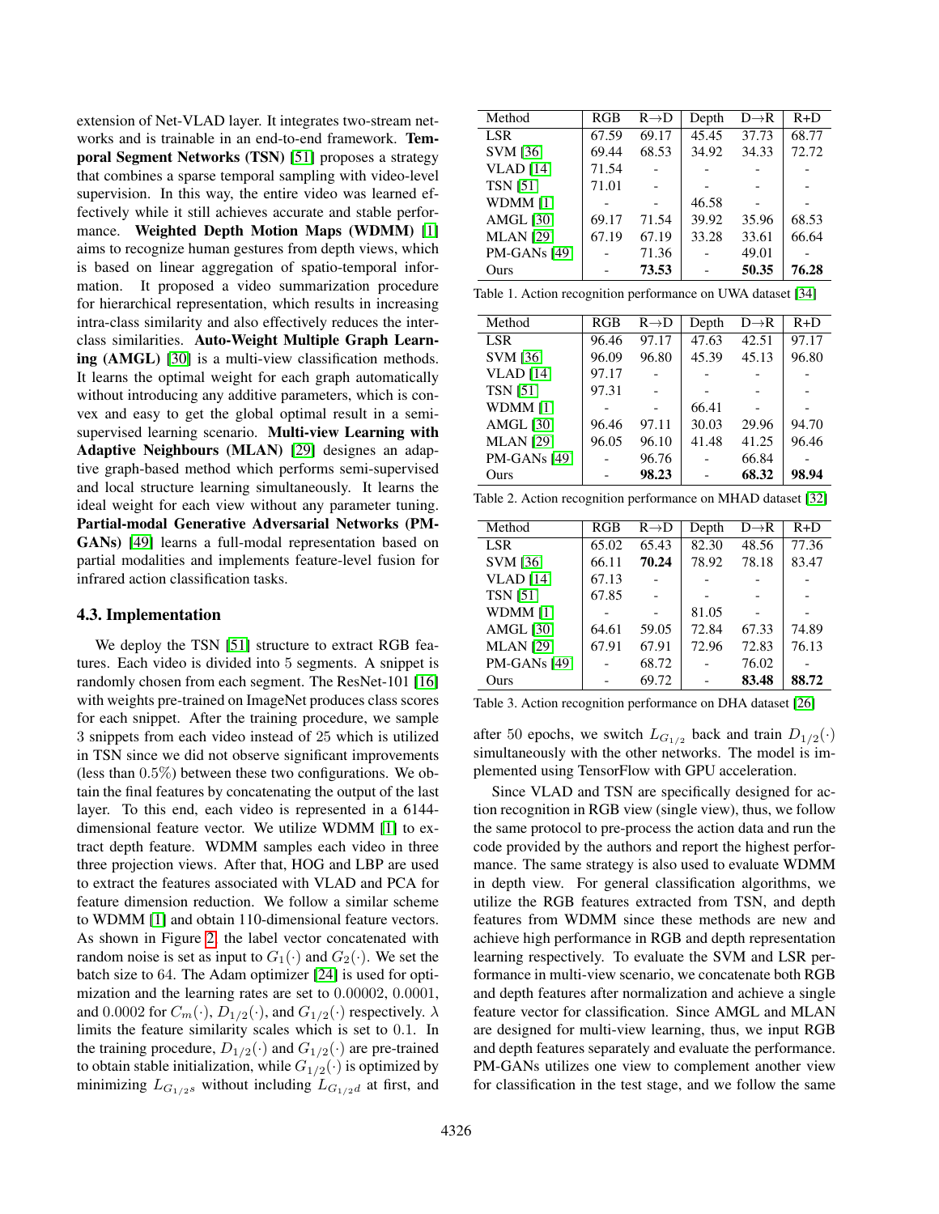extension of Net-VLAD layer. It integrates two-stream networks and is trainable in an end-to-end framework. **Temporal Segment Networks (TSN)** [51] proposes a strategy that combines a sparse temporal sampling with video-level supervision. In this way, the entire video was learned effectively while it still achieves accurate and stable performance. **Weighted Depth Motion Maps (WDMM)** [1] aims to recognize human gestures from depth views, which is based on linear aggregation of spatio-temporal information. It proposed a video summarization procedure for hierarchical representation, which results in increasing intra-class similarity and also effectively reduces the inter-class similarities. **Auto-Weight Multiple Graph Learning (AMGL)** [30] is a multi-view classification methods. It learns the optimal weight for each graph automatically without introducing any additive parameters, which is convex and easy to get the global optimal result in a semi-supervised learning scenario. **Multi-view Learning with Adaptive Neighbours (MLAN)** [29] designes an adaptive graph-based method which performs semi-supervised and local structure learning simultaneously. It learns the ideal weight for each view without any parameter tuning. **Partial-modal Generative Adversarial Networks (PM-GANs)** [49] learns a full-modal representation based on partial modalities and implements feature-level fusion for infrared action classification tasks.

### 4.3. Implementation

We deploy the TSN [51] structure to extract RGB features. Each video is divided into 5 segments. A snippet is randomly chosen from each segment. The ResNet-101 [16] with weights pre-trained on ImageNet produces class scores for each snippet. After the training procedure, we sample 3 snippets from each video instead of 25 which is utilized in TSN since we did not observe significant improvements (less than 0.5%) between these two configurations. We obtain the final features by concatenating the output of the last layer. To this end, each video is represented in a 6144-dimensional feature vector. We utilize WDMM [1] to extract depth feature. WDMM samples each video in three three projection views. After that, HOG and LBP are used to extract the features associated with VLAD and PCA for feature dimension reduction. We follow a similar scheme to WDMM [1] and obtain 110-dimensional feature vectors. As shown in Figure 2, the label vector concatenated with random noise is set as input to $G_1(\cdot)$ and $G_2(\cdot)$. We set the batch size to 64. The Adam optimizer [24] is used for optimization and the learning rates are set to 0.00002, 0.0001, and 0.0002 for $C_m(\cdot)$, $D_{1/2}(\cdot)$, and $G_{1/2}(\cdot)$ respectively. $\lambda$ limits the feature similarity scales which is set to 0.1. In the training procedure, $D_{1/2}(\cdot)$ and $G_{1/2}(\cdot)$ are pre-trained to obtain stable initialization, while $G_{1/2}(\cdot)$ is optimized by minimizing $L_{G_{1/2}s}$ without including $L_{G_{1/2}d}$ at first, and after 50 epochs, we switch $L_{G_{1/2}}$ back and train $D_{1/2}(\cdot)$ simultaneously with the other networks. The model is implemented using TensorFlow with GPU acceleration.

| Method | RGB | R→D | Depth | D→R | R+D |
|---|---|---|---|---|---|
| LSR | 67.59 | 69.17 | 45.45 | 37.73 | 68.77 |
| SVM [36] | 69.44 | 68.53 | 34.92 | 34.33 | 72.72 |
| VLAD [14] | 71.54 | - | - | - | - |
| TSN [51] | 71.01 | - | - | - | - |
| WDMM [1] | - | - | 46.58 | - | - |
| AMGL [30] | 69.17 | 71.54 | 39.92 | 35.96 | 68.53 |
| MLAN [29] | 67.19 | 67.19 | 33.28 | 33.61 | 66.64 |
| PM-GANs [49] | - | 71.36 | - | 49.01 | - |
| Ours | - | **73.53** | - | **50.35** | **76.28** |

Table 1. Action recognition performance on UWA dataset [34]

| Method | RGB | R→D | Depth | D→R | R+D |
|---|---|---|---|---|---|
| LSR | 96.46 | 97.17 | 47.63 | 42.51 | 97.17 |
| SVM [36] | 96.09 | 96.80 | 45.39 | 45.13 | 96.80 |
| VLAD [14] | 97.17 | - | - | - | - |
| TSN [51] | 97.31 | - | - | - | - |
| WDMM [1] | - | - | 66.41 | - | - |
| AMGL [30] | 96.46 | 97.11 | 30.03 | 29.96 | 94.70 |
| MLAN [29] | 96.05 | 96.10 | 41.48 | 41.25 | 96.46 |
| PM-GANs [49] | - | 96.76 | - | 66.84 | - |
| Ours | - | **98.23** | - | **68.32** | **98.94** |

Table 2. Action recognition performance on MHAD dataset [32]

| Method | RGB | R→D | Depth | D→R | R+D |
|---|---|---|---|---|---|
| LSR | 65.02 | 65.43 | 82.30 | 48.56 | 77.36 |
| SVM [36] | 66.11 | **70.24** | 78.92 | 78.18 | 83.47 |
| VLAD [14] | 67.13 | - | - | - | - |
| TSN [51] | 67.85 | - | - | - | - |
| WDMM [1] | - | - | 81.05 | - | - |
| AMGL [30] | 64.61 | 59.05 | 72.84 | 67.33 | 74.89 |
| MLAN [29] | 67.91 | 67.91 | 72.96 | 72.83 | 76.13 |
| PM-GANs [49] | - | 68.72 | - | 76.02 | - |
| Ours | - | 69.72 | - | **83.48** | **88.72** |

Table 3. Action recognition performance on DHA dataset [26]

Since VLAD and TSN are specifically designed for action recognition in RGB view (single view), thus, we follow the same protocol to pre-process the action data and run the code provided by the authors and report the highest performance. The same strategy is also used to evaluate WDMM in depth view. For general classification algorithms, we utilize the RGB features extracted from TSN, and depth features from WDMM since these methods are new and achieve high performance in RGB and depth representation learning respectively. To evaluate the SVM and LSR performance in multi-view scenario, we concatenate both RGB and depth features after normalization and achieve a single feature vector for classification. Since AMGL and MLAN are designed for multi-view learning, thus, we input RGB and depth features separately and evaluate the performance. PM-GANs utilizes one view to complement another view for classification in the test stage, and we follow the same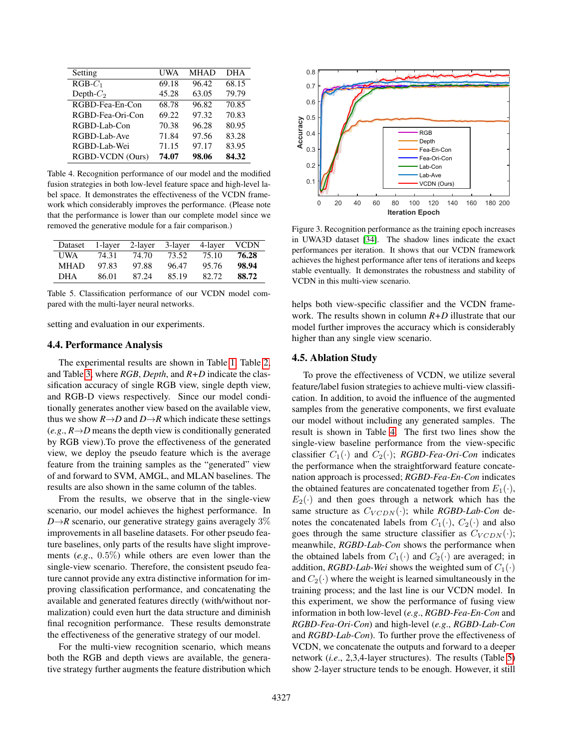| Setting | UWA | MHAD | DHA |
|---|---|---|---|
| RGB-$C_1$ | 69.18 | 96.42 | 68.15 |
| Depth-$C_2$ | 45.28 | 63.05 | 79.79 |
| RGBD-Fea-En-Con | 68.78 | 96.82 | 70.85 |
| RGBD-Fea-Ori-Con | 69.22 | 97.32 | 70.83 |
| RGBD-Lab-Con | 70.38 | 96.28 | 80.95 |
| RGBD-Lab-Ave | 71.84 | 97.56 | 83.28 |
| RGBD-Lab-Wei | 71.15 | 97.17 | 83.95 |
| RGBD-VCDN (Ours) | **74.07** | **98.06** | **84.32** |

Table 4. Recognition performance of our model and the modified fusion strategies in both low-level feature space and high-level label space. It demonstrates the effectiveness of the VCDN framework which considerably improves the performance. (Please note that the performance is lower than our complete model since we removed the generative module for a fair comparison.)

| Dataset | 1-layer | 2-layer | 3-layer | 4-layer | VCDN |
|---|---|---|---|---|---|
| UWA | 74.31 | 74.70 | 73.52 | 75.10 | **76.28** |
| MHAD | 97.83 | 97.88 | 96.47 | 95.76 | **98.94** |
| DHA | 86.01 | 87.24 | 85.19 | 82.72 | **88.72** |

Table 5. Classification performance of our VCDN model compared with the multi-layer neural networks.

setting and evaluation in our experiments.

### 4.4. Performance Analysis

The experimental results are shown in Table 1, Table 2, and Table 3, where *RGB*, *Depth*, and *R+D* indicate the classification accuracy of single RGB view, single depth view, and RGB-D views respectively. Since our model conditionally generates another view based on the available view, thus we show *R*→*D* and *D*→*R* which indicate these settings (*e.g.*, *R*→*D* means the depth view is conditionally generated by RGB view).To prove the effectiveness of the generated view, we deploy the pseudo feature which is the average feature from the training samples as the "generated" view of and forward to SVM, AMGL, and MLAN baselines. The results are also shown in the same column of the tables.

From the results, we observe that in the single-view scenario, our model achieves the highest performance. In *D*→*R* scenario, our generative strategy gains averagely $3\%$ improvements in all baseline datasets. For other pseudo feature baselines, only parts of the results have slight improvements (*e.g.*, $0.5\%$) while others are even lower than the single-view scenario. Therefore, the consistent pseudo feature cannot provide any extra distinctive information for improving classification performance, and concatenating the available and generated features directly (with/without normalization) could even hurt the data structure and diminish final recognition performance. These results demonstrate the effectiveness of the generative strategy of our model.

For the multi-view recognition scenario, which means both the RGB and depth views are available, the generative strategy further augments the feature distribution which

0.8
0.7
0.6
0.5
0.4
0.3
0.2
0.1
Accuracy
0 20 40 60 80 100 120 140 160 180 200
Iteration Epoch
RGB
Depth
Fea-En-Con
Fea-Ori-Con
Lab-Con
Lab-Ave
VCDN (Ours)

Figure 3. Recognition performance as the training epoch increases in UWA3D dataset [34]. The shadow lines indicate the exact performances per iteration. It shows that our VCDN framework achieves the highest performance after tens of iterations and keeps stable eventually. It demonstrates the robustness and stability of VCDN in this multi-view scenario.

helps both view-specific classifier and the VCDN framework. The results shown in column *R+D* illustrate that our model further improves the accuracy which is considerably higher than any single view scenario.

### 4.5. Ablation Study

To prove the effectiveness of VCDN, we utilize several feature/label fusion strategies to achieve multi-view classification. In addition, to avoid the influence of the augmented samples from the generative components, we first evaluate our model without including any generated samples. The result is shown in Table 4. The first two lines show the single-view baseline performance from the view-specific classifier $C_1(\cdot)$ and $C_2(\cdot)$; *RGBD-Fea-Ori-Con* indicates the performance when the straightforward feature concatenation approach is processed; *RGBD-Fea-En-Con* indicates the obtained features are concatenated together from $E_1(\cdot)$, $E_2(\cdot)$ and then goes through a network which has the same structure as $C_{VCDN}(\cdot)$; while *RGBD-Lab-Con* denotes the concatenated labels from $C_1(\cdot)$, $C_2(\cdot)$ and also goes through the same structure classifier as $C_{VCDN}(\cdot)$; meanwhile, *RGBD-Lab-Con* shows the performance when the obtained labels from $C_1(\cdot)$ and $C_2(\cdot)$ are averaged; in addition, *RGBD-Lab-Wei* shows the weighted sum of $C_1(\cdot)$ and $C_2(\cdot)$ where the weight is learned simultaneously in the training process; and the last line is our VCDN model. In this experiment, we show the performance of fusing view information in both low-level (*e.g.*, *RGBD-Fea-En-Con* and *RGBD-Fea-Ori-Con*) and high-level (*e.g.*, *RGBD-Lab-Con* and *RGBD-Lab-Con*). To further prove the effectiveness of VCDN, we concatenate the outputs and forward to a deeper network (*i.e.*, 2,3,4-layer structures). The results (Table 5) show 2-layer structure tends to be enough. However, it still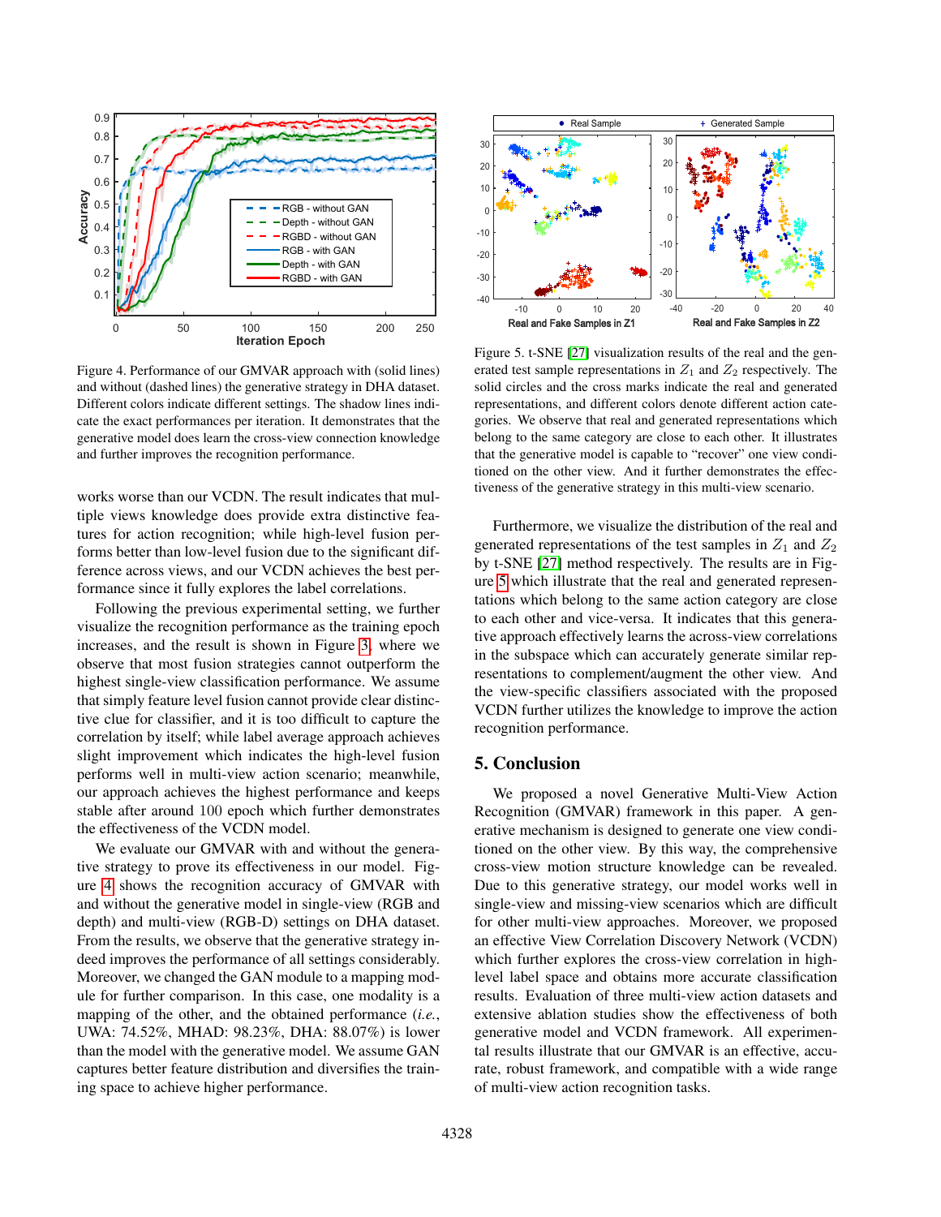0.9
0.8
0.7
0.6
0.5
0.4
0.3
0.2
0.1
Accuracy
0
50
100
150
200
250
Iteration Epoch
RGB - without GAN
Depth - without GAN
RGBD - without GAN
RGB - with GAN
Depth - with GAN
RGBD - with GAN

Figure 4. Performance of our GMVAR approach with (solid lines) and without (dashed lines) the generative strategy in DHA dataset. Different colors indicate different settings. The shadow lines indicate the exact performances per iteration. It demonstrates that the generative model does learn the cross-view connection knowledge and further improves the recognition performance.

Real Sample
Generated Sample
Real and Fake Samples in Z1
Real and Fake Samples in Z2

Figure 5. t-SNE [27] visualization results of the real and the generated test sample representations in $Z_1$ and $Z_2$ respectively. The solid circles and the cross marks indicate the real and generated representations, and different colors denote different action categories. We observe that real and generated representations which belong to the same category are close to each other. It illustrates that the generative model is capable to "recover" one view conditioned on the other view. And it further demonstrates the effectiveness of the generative strategy in this multi-view scenario.

works worse than our VCDN. The result indicates that multiple views knowledge does provide extra distinctive features for action recognition; while high-level fusion performs better than low-level fusion due to the significant difference across views, and our VCDN achieves the best performance since it fully explores the label correlations.

Following the previous experimental setting, we further visualize the recognition performance as the training epoch increases, and the result is shown in Figure 3, where we observe that most fusion strategies cannot outperform the highest single-view classification performance. We assume that simply feature level fusion cannot provide clear distinctive clue for classifier, and it is too difficult to capture the correlation by itself; while label average approach achieves slight improvement which indicates the high-level fusion performs well in multi-view action scenario; meanwhile, our approach achieves the highest performance and keeps stable after around 100 epoch which further demonstrates the effectiveness of the VCDN model.

We evaluate our GMVAR with and without the generative strategy to prove its effectiveness in our model. Figure 4 shows the recognition accuracy of GMVAR with and without the generative model in single-view (RGB and depth) and multi-view (RGB-D) settings on DHA dataset. From the results, we observe that the generative strategy indeed improves the performance of all settings considerably. Moreover, we changed the GAN module to a mapping module for further comparison. In this case, one modality is a mapping of the other, and the obtained performance (*i.e.*, UWA: 74.52%, MHAD: 98.23%, DHA: 88.07%) is lower than the model with the generative model. We assume GAN captures better feature distribution and diversifies the training space to achieve higher performance.

Furthermore, we visualize the distribution of the real and generated representations of the test samples in $Z_1$ and $Z_2$ by t-SNE [27] method respectively. The results are in Figure 5 which illustrate that the real and generated representations which belong to the same action category are close to each other and vice-versa. It indicates that this generative approach effectively learns the across-view correlations in the subspace which can accurately generate similar representations to complement/augment the other view. And the view-specific classifiers associated with the proposed VCDN further utilizes the knowledge to improve the action recognition performance.

## 5. Conclusion

We proposed a novel Generative Multi-View Action Recognition (GMVAR) framework in this paper. A generative mechanism is designed to generate one view conditioned on the other view. By this way, the comprehensive cross-view motion structure knowledge can be revealed. Due to this generative strategy, our model works well in single-view and missing-view scenarios which are difficult for other multi-view approaches. Moreover, we proposed an effective View Correlation Discovery Network (VCDN) which further explores the cross-view correlation in high-level label space and obtains more accurate classification results. Evaluation of three multi-view action datasets and extensive ablation studies show the effectiveness of both generative model and VCDN framework. All experimental results illustrate that our GMVAR is an effective, accurate, robust framework, and compatible with a wide range of multi-view action recognition tasks.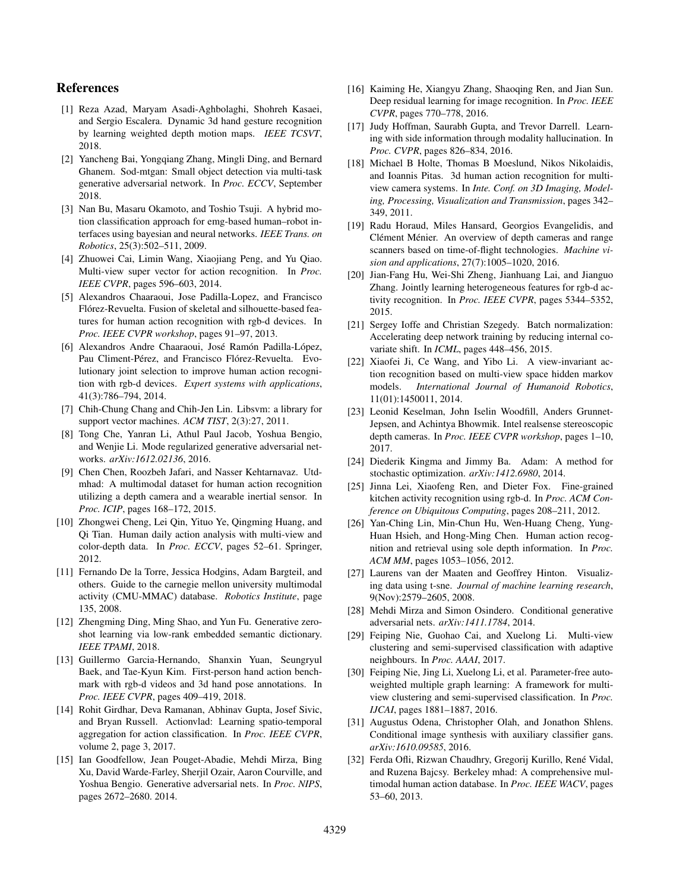## References

[1] Reza Azad, Maryam Asadi-Aghbolaghi, Shohreh Kasaei, and Sergio Escalera. Dynamic 3d hand gesture recognition by learning weighted depth motion maps. *IEEE TCSVT*, 2018.

[2] Yancheng Bai, Yongqiang Zhang, Mingli Ding, and Bernard Ghanem. Sod-mtgan: Small object detection via multi-task generative adversarial network. In *Proc. ECCV*, September 2018.

[3] Nan Bu, Masaru Okamoto, and Toshio Tsuji. A hybrid motion classification approach for emg-based human–robot interfaces using bayesian and neural networks. *IEEE Trans. on Robotics*, 25(3):502–511, 2009.

[4] Zhuowei Cai, Limin Wang, Xiaojiang Peng, and Yu Qiao. Multi-view super vector for action recognition. In *Proc. IEEE CVPR*, pages 596–603, 2014.

[5] Alexandros Chaaraoui, Jose Padilla-Lopez, and Francisco Flórez-Revuelta. Fusion of skeletal and silhouette-based features for human action recognition with rgb-d devices. In *Proc. IEEE CVPR workshop*, pages 91–97, 2013.

[6] Alexandros Andre Chaaraoui, José Ramón Padilla-López, Pau Climent-Pérez, and Francisco Flórez-Revuelta. Evolutionary joint selection to improve human action recognition with rgb-d devices. *Expert systems with applications*, 41(3):786–794, 2014.

[7] Chih-Chung Chang and Chih-Jen Lin. Libsvm: a library for support vector machines. *ACM TIST*, 2(3):27, 2011.

[8] Tong Che, Yanran Li, Athul Paul Jacob, Yoshua Bengio, and Wenjie Li. Mode regularized generative adversarial networks. *arXiv:1612.02136*, 2016.

[9] Chen Chen, Roozbeh Jafari, and Nasser Kehtarnavaz. Utd-mhad: A multimodal dataset for human action recognition utilizing a depth camera and a wearable inertial sensor. In *Proc. ICIP*, pages 168–172, 2015.

[10] Zhongwei Cheng, Lei Qin, Yituo Ye, Qingming Huang, and Qi Tian. Human daily action analysis with multi-view and color-depth data. In *Proc. ECCV*, pages 52–61. Springer, 2012.

[11] Fernando De la Torre, Jessica Hodgins, Adam Bargteil, and others. Guide to the carnegie mellon university multimodal activity (CMU-MMAC) database. *Robotics Institute*, page 135, 2008.

[12] Zhengming Ding, Ming Shao, and Yun Fu. Generative zero-shot learning via low-rank embedded semantic dictionary. *IEEE TPAMI*, 2018.

[13] Guillermo Garcia-Hernando, Shanxin Yuan, Seungryul Baek, and Tae-Kyun Kim. First-person hand action benchmark with rgb-d videos and 3d hand pose annotations. In *Proc. IEEE CVPR*, pages 409–419, 2018.

[14] Rohit Girdhar, Deva Ramanan, Abhinav Gupta, Josef Sivic, and Bryan Russell. Actionvlad: Learning spatio-temporal aggregation for action classification. In *Proc. IEEE CVPR*, volume 2, page 3, 2017.

[15] Ian Goodfellow, Jean Pouget-Abadie, Mehdi Mirza, Bing Xu, David Warde-Farley, Sherjil Ozair, Aaron Courville, and Yoshua Bengio. Generative adversarial nets. In *Proc. NIPS*, pages 2672–2680. 2014.

[16] Kaiming He, Xiangyu Zhang, Shaoqing Ren, and Jian Sun. Deep residual learning for image recognition. In *Proc. IEEE CVPR*, pages 770–778, 2016.

[17] Judy Hoffman, Saurabh Gupta, and Trevor Darrell. Learning with side information through modality hallucination. In *Proc. CVPR*, pages 826–834, 2016.

[18] Michael B Holte, Thomas B Moeslund, Nikos Nikolaidis, and Ioannis Pitas. 3d human action recognition for multi-view camera systems. In *Inte. Conf. on 3D Imaging, Modeling, Processing, Visualization and Transmission*, pages 342–349, 2011.

[19] Radu Horaud, Miles Hansard, Georgios Evangelidis, and Clément Ménier. An overview of depth cameras and range scanners based on time-of-flight technologies. *Machine vision and applications*, 27(7):1005–1020, 2016.

[20] Jian-Fang Hu, Wei-Shi Zheng, Jianhuang Lai, and Jianguo Zhang. Jointly learning heterogeneous features for rgb-d activity recognition. In *Proc. IEEE CVPR*, pages 5344–5352, 2015.

[21] Sergey Ioffe and Christian Szegedy. Batch normalization: Accelerating deep network training by reducing internal covariate shift. In *ICML*, pages 448–456, 2015.

[22] Xiaofei Ji, Ce Wang, and Yibo Li. A view-invariant action recognition based on multi-view space hidden markov models. *International Journal of Humanoid Robotics*, 11(01):1450011, 2014.

[23] Leonid Keselman, John Iselin Woodfill, Anders Grunnet-Jepsen, and Achintya Bhowmik. Intel realsense stereoscopic depth cameras. In *Proc. IEEE CVPR workshop*, pages 1–10, 2017.

[24] Diederik Kingma and Jimmy Ba. Adam: A method for stochastic optimization. *arXiv:1412.6980*, 2014.

[25] Jinna Lei, Xiaofeng Ren, and Dieter Fox. Fine-grained kitchen activity recognition using rgb-d. In *Proc. ACM Conference on Ubiquitous Computing*, pages 208–211, 2012.

[26] Yan-Ching Lin, Min-Chun Hu, Wen-Huang Cheng, Yung-Huan Hsieh, and Hong-Ming Chen. Human action recognition and retrieval using sole depth information. In *Proc. ACM MM*, pages 1053–1056, 2012.

[27] Laurens van der Maaten and Geoffrey Hinton. Visualizing data using t-sne. *Journal of machine learning research*, 9(Nov):2579–2605, 2008.

[28] Mehdi Mirza and Simon Osindero. Conditional generative adversarial nets. *arXiv:1411.1784*, 2014.

[29] Feiping Nie, Guohao Cai, and Xuelong Li. Multi-view clustering and semi-supervised classification with adaptive neighbours. In *Proc. AAAI*, 2017.

[30] Feiping Nie, Jing Li, Xuelong Li, et al. Parameter-free auto-weighted multiple graph learning: A framework for multiview clustering and semi-supervised classification. In *Proc. IJCAI*, pages 1881–1887, 2016.

[31] Augustus Odena, Christopher Olah, and Jonathon Shlens. Conditional image synthesis with auxiliary classifier gans. *arXiv:1610.09585*, 2016.

[32] Ferda Ofli, Rizwan Chaudhry, Gregorij Kurillo, René Vidal, and Ruzena Bajcsy. Berkeley mhad: A comprehensive multimodal human action database. In *Proc. IEEE WACV*, pages 53–60, 2013.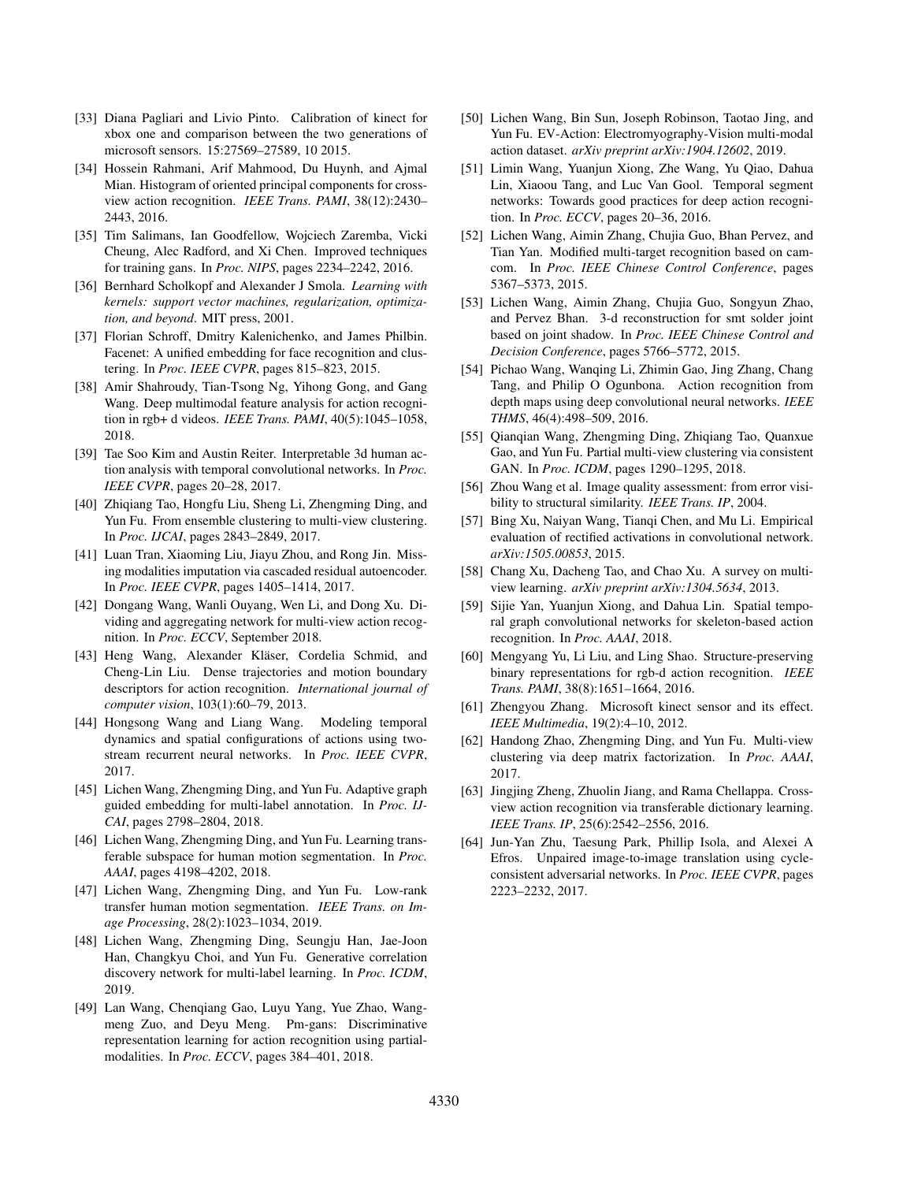[33] Diana Pagliari and Livio Pinto. Calibration of kinect for xbox one and comparison between the two generations of microsoft sensors. 15:27569–27589, 10 2015.

[34] Hossein Rahmani, Arif Mahmood, Du Huynh, and Ajmal Mian. Histogram of oriented principal components for cross-view action recognition. *IEEE Trans. PAMI*, 38(12):2430–2443, 2016.

[35] Tim Salimans, Ian Goodfellow, Wojciech Zaremba, Vicki Cheung, Alec Radford, and Xi Chen. Improved techniques for training gans. In *Proc. NIPS*, pages 2234–2242, 2016.

[36] Bernhard Scholkopf and Alexander J Smola. *Learning with kernels: support vector machines, regularization, optimization, and beyond*. MIT press, 2001.

[37] Florian Schroff, Dmitry Kalenichenko, and James Philbin. Facenet: A unified embedding for face recognition and clustering. In *Proc. IEEE CVPR*, pages 815–823, 2015.

[38] Amir Shahroudy, Tian-Tsong Ng, Yihong Gong, and Gang Wang. Deep multimodal feature analysis for action recognition in rgb+ d videos. *IEEE Trans. PAMI*, 40(5):1045–1058, 2018.

[39] Tae Soo Kim and Austin Reiter. Interpretable 3d human action analysis with temporal convolutional networks. In *Proc. IEEE CVPR*, pages 20–28, 2017.

[40] Zhiqiang Tao, Hongfu Liu, Sheng Li, Zhengming Ding, and Yun Fu. From ensemble clustering to multi-view clustering. In *Proc. IJCAI*, pages 2843–2849, 2017.

[41] Luan Tran, Xiaoming Liu, Jiayu Zhou, and Rong Jin. Missing modalities imputation via cascaded residual autoencoder. In *Proc. IEEE CVPR*, pages 1405–1414, 2017.

[42] Dongang Wang, Wanli Ouyang, Wen Li, and Dong Xu. Dividing and aggregating network for multi-view action recognition. In *Proc. ECCV*, September 2018.

[43] Heng Wang, Alexander Kläser, Cordelia Schmid, and Cheng-Lin Liu. Dense trajectories and motion boundary descriptors for action recognition. *International journal of computer vision*, 103(1):60–79, 2013.

[44] Hongsong Wang and Liang Wang. Modeling temporal dynamics and spatial configurations of actions using two-stream recurrent neural networks. In *Proc. IEEE CVPR*, 2017.

[45] Lichen Wang, Zhengming Ding, and Yun Fu. Adaptive graph guided embedding for multi-label annotation. In *Proc. IJCAI*, pages 2798–2804, 2018.

[46] Lichen Wang, Zhengming Ding, and Yun Fu. Learning transferable subspace for human motion segmentation. In *Proc. AAAI*, pages 4198–4202, 2018.

[47] Lichen Wang, Zhengming Ding, and Yun Fu. Low-rank transfer human motion segmentation. *IEEE Trans. on Image Processing*, 28(2):1023–1034, 2019.

[48] Lichen Wang, Zhengming Ding, Seungju Han, Jae-Joon Han, Changkyu Choi, and Yun Fu. Generative correlation discovery network for multi-label learning. In *Proc. ICDM*, 2019.

[49] Lan Wang, Chenqiang Gao, Luyu Yang, Yue Zhao, Wangmeng Zuo, and Deyu Meng. Pm-gans: Discriminative representation learning for action recognition using partial-modalities. In *Proc. ECCV*, pages 384–401, 2018.

[50] Lichen Wang, Bin Sun, Joseph Robinson, Taotao Jing, and Yun Fu. EV-Action: Electromyography-Vision multi-modal action dataset. *arXiv preprint arXiv:1904.12602*, 2019.

[51] Limin Wang, Yuanjun Xiong, Zhe Wang, Yu Qiao, Dahua Lin, Xiaoou Tang, and Luc Van Gool. Temporal segment networks: Towards good practices for deep action recognition. In *Proc. ECCV*, pages 20–36, 2016.

[52] Lichen Wang, Aimin Zhang, Chujia Guo, Bhan Pervez, and Tian Yan. Modified multi-target recognition based on camcom. In *Proc. IEEE Chinese Control Conference*, pages 5367–5373, 2015.

[53] Lichen Wang, Aimin Zhang, Chujia Guo, Songyun Zhao, and Pervez Bhan. 3-d reconstruction for smt solder joint based on joint shadow. In *Proc. IEEE Chinese Control and Decision Conference*, pages 5766–5772, 2015.

[54] Pichao Wang, Wanqing Li, Zhimin Gao, Jing Zhang, Chang Tang, and Philip O Ogunbona. Action recognition from depth maps using deep convolutional neural networks. *IEEE THMS*, 46(4):498–509, 2016.

[55] Qianqian Wang, Zhengming Ding, Zhiqiang Tao, Quanxue Gao, and Yun Fu. Partial multi-view clustering via consistent GAN. In *Proc. ICDM*, pages 1290–1295, 2018.

[56] Zhou Wang et al. Image quality assessment: from error visibility to structural similarity. *IEEE Trans. IP*, 2004.

[57] Bing Xu, Naiyan Wang, Tianqi Chen, and Mu Li. Empirical evaluation of rectified activations in convolutional network. *arXiv:1505.00853*, 2015.

[58] Chang Xu, Dacheng Tao, and Chao Xu. A survey on multi-view learning. *arXiv preprint arXiv:1304.5634*, 2013.

[59] Sijie Yan, Yuanjun Xiong, and Dahua Lin. Spatial temporal graph convolutional networks for skeleton-based action recognition. In *Proc. AAAI*, 2018.

[60] Mengyang Yu, Li Liu, and Ling Shao. Structure-preserving binary representations for rgb-d action recognition. *IEEE Trans. PAMI*, 38(8):1651–1664, 2016.

[61] Zhengyou Zhang. Microsoft kinect sensor and its effect. *IEEE Multimedia*, 19(2):4–10, 2012.

[62] Handong Zhao, Zhengming Ding, and Yun Fu. Multi-view clustering via deep matrix factorization. In *Proc. AAAI*, 2017.

[63] Jingjing Zheng, Zhuolin Jiang, and Rama Chellappa. Cross-view action recognition via transferable dictionary learning. *IEEE Trans. IP*, 25(6):2542–2556, 2016.

[64] Jun-Yan Zhu, Taesung Park, Phillip Isola, and Alexei A Efros. Unpaired image-to-image translation using cycle-consistent adversarial networks. In *Proc. IEEE CVPR*, pages 2223–2232, 2017.